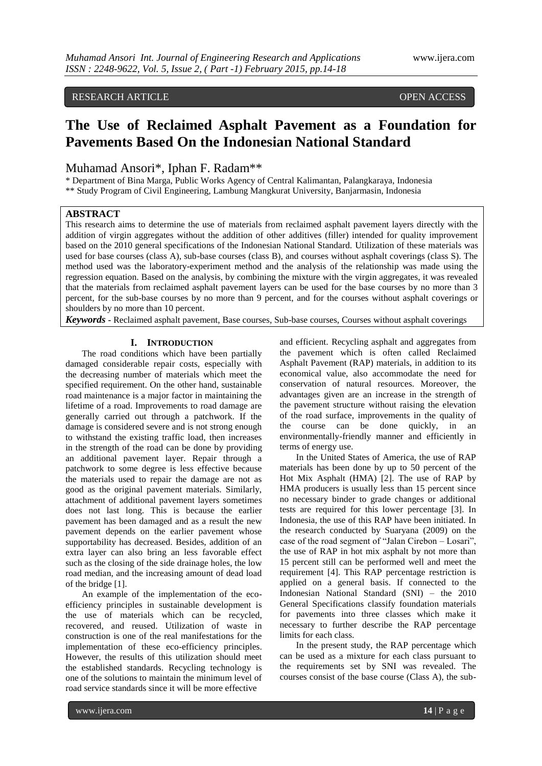RESEARCH ARTICLE OPEN ACCESS

# The Use of Reclaimed Asphalt Pavement as a Foundation for Pavements Based On the Indonesian National Standard

Muhamad Ansori*, Iphan F. Radam**

\* Department of Bina Marga, Public Works Agency of Central Kalimantan, Palangkaraya, Indonesia
\*\* Study Program of Civil Engineering, Lambung Mangkurat University, Banjarmasin, Indonesia

## ABSTRACT

This research aims to determine the use of materials from reclaimed asphalt pavement layers directly with the addition of virgin aggregates without the addition of other additives (filler) intended for quality improvement based on the 2010 general specifications of the Indonesian National Standard. Utilization of these materials was used for base courses (class A), sub-base courses (class B), and courses without asphalt coverings (class S). The method used was the laboratory-experiment method and the analysis of the relationship was made using the regression equation. Based on the analysis, by combining the mixture with the virgin aggregates, it was revealed that the materials from reclaimed asphalt pavement layers can be used for the base courses by no more than 3 percent, for the sub-base courses by no more than 9 percent, and for the courses without asphalt coverings or shoulders by no more than 10 percent.

***Keywords*** - Reclaimed asphalt pavement, Base courses, Sub-base courses, Courses without asphalt coverings

## I. INTRODUCTION

The road conditions which have been partially damaged considerable repair costs, especially with the decreasing number of materials which meet the specified requirement. On the other hand, sustainable road maintenance is a major factor in maintaining the lifetime of a road. Improvements to road damage are generally carried out through a patchwork. If the damage is considered severe and is not strong enough to withstand the existing traffic load, then increases in the strength of the road can be done by providing an additional pavement layer. Repair through a patchwork to some degree is less effective because the materials used to repair the damage are not as good as the original pavement materials. Similarly, attachment of additional pavement layers sometimes does not last long. This is because the earlier pavement has been damaged and as a result the new pavement depends on the earlier pavement whose supportability has decreased. Besides, addition of an extra layer can also bring an less favorable effect such as the closing of the side drainage holes, the low road median, and the increasing amount of dead load of the bridge [1].

An example of the implementation of the eco-efficiency principles in sustainable development is the use of materials which can be recycled, recovered, and reused. Utilization of waste in construction is one of the real manifestations for the implementation of these eco-efficiency principles. However, the results of this utilization should meet the established standards. Recycling technology is one of the solutions to maintain the minimum level of road service standards since it will be more effective and efficient. Recycling asphalt and aggregates from the pavement which is often called Reclaimed Asphalt Pavement (RAP) materials, in addition to its economical value, also accommodate the need for conservation of natural resources. Moreover, the advantages given are an increase in the strength of the pavement structure without raising the elevation of the road surface, improvements in the quality of the course can be done quickly, in an environmentally-friendly manner and efficiently in terms of energy use.

In the United States of America, the use of RAP materials has been done by up to 50 percent of the Hot Mix Asphalt (HMA) [2]. The use of RAP by HMA producers is usually less than 15 percent since no necessary binder to grade changes or additional tests are required for this lower percentage [3]. In Indonesia, the use of this RAP have been initiated. In the research conducted by Suaryana (2009) on the case of the road segment of "Jalan Cirebon – Losari", the use of RAP in hot mix asphalt by not more than 15 percent still can be performed well and meet the requirement [4]. This RAP percentage restriction is applied on a general basis. If connected to the Indonesian National Standard (SNI) – the 2010 General Specifications classify foundation materials for pavements into three classes which make it necessary to further describe the RAP percentage limits for each class.

In the present study, the RAP percentage which can be used as a mixture for each class pursuant to the requirements set by SNI was revealed. The courses consist of the base course (Class A), the sub-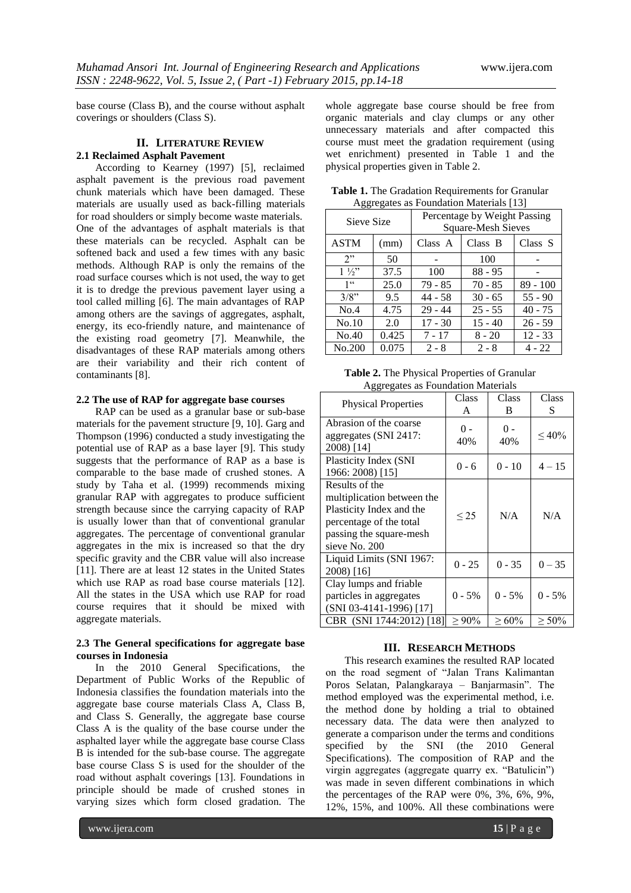base course (Class B), and the course without asphalt coverings or shoulders (Class S).

## II. LITERATURE REVIEW

### 2.1 Reclaimed Asphalt Pavement

According to Kearney (1997) [5], reclaimed asphalt pavement is the previous road pavement chunk materials which have been damaged. These materials are usually used as back-filling materials for road shoulders or simply become waste materials. One of the advantages of asphalt materials is that these materials can be recycled. Asphalt can be softened back and used a few times with any basic methods. Although RAP is only the remains of the road surface courses which is not used, the way to get it is to dredge the previous pavement layer using a tool called milling [6]. The main advantages of RAP among others are the savings of aggregates, asphalt, energy, its eco-friendly nature, and maintenance of the existing road geometry [7]. Meanwhile, the disadvantages of these RAP materials among others are their variability and their rich content of contaminants [8].

### 2.2 The use of RAP for aggregate base courses

RAP can be used as a granular base or sub-base materials for the pavement structure [9, 10]. Garg and Thompson (1996) conducted a study investigating the potential use of RAP as a base layer [9]. This study suggests that the performance of RAP as a base is comparable to the base made of crushed stones. A study by Taha et al. (1999) recommends mixing granular RAP with aggregates to produce sufficient strength because since the carrying capacity of RAP is usually lower than that of conventional granular aggregates. The percentage of conventional granular aggregates in the mix is increased so that the dry specific gravity and the CBR value will also increase [11]. There are at least 12 states in the United States which use RAP as road base course materials [12]. All the states in the USA which use RAP for road course requires that it should be mixed with aggregate materials.

### 2.3 The General specifications for aggregate base courses in Indonesia

In the 2010 General Specifications, the Department of Public Works of the Republic of Indonesia classifies the foundation materials into the aggregate base course materials Class A, Class B, and Class S. Generally, the aggregate base course Class A is the quality of the base course under the asphalted layer while the aggregate base course Class B is intended for the sub-base course. The aggregate base course Class S is used for the shoulder of the road without asphalt coverings [13]. Foundations in principle should be made of crushed stones in varying sizes which form closed gradation. The whole aggregate base course should be free from organic materials and clay clumps or any other unnecessary materials and after compacted this course must meet the gradation requirement (using wet enrichment) presented in Table 1 and the physical properties given in Table 2.

**Table 1.** The Gradation Requirements for Granular Aggregates as Foundation Materials [13]

| Sieve Size | | Percentage by Weight Passing Square-Mesh Sieves | | |
|---|---|---|---|---|
| ASTM | (mm) | Class A | Class B | Class S |
| 2" | 50 | - | 100 | - |
| 1 ½" | 37.5 | 100 | 88 - 95 | - |
| 1" | 25.0 | 79 - 85 | 70 - 85 | 89 - 100 |
| 3/8" | 9.5 | 44 - 58 | 30 - 65 | 55 - 90 |
| No.4 | 4.75 | 29 - 44 | 25 - 55 | 40 - 75 |
| No.10 | 2.0 | 17 - 30 | 15 - 40 | 26 - 59 |
| No.40 | 0.425 | 7 - 17 | 8 - 20 | 12 - 33 |
| No.200 | 0.075 | 2 - 8 | 2 - 8 | 4 - 22 |

**Table 2.** The Physical Properties of Granular Aggregates as Foundation Materials

| Physical Properties | Class A | Class B | Class S |
|---|---|---|---|
| Abrasion of the coarse aggregates (SNI 2417: 2008) [14] | 0 - 40% | 0 - 40% | ≤ 40% |
| Plasticity Index (SNI 1966: 2008) [15] | 0 - 6 | 0 - 10 | 4 – 15 |
| Results of the multiplication between the Plasticity Index and the percentage of the total passing the square-mesh sieve No. 200 | ≤ 25 | N/A | N/A |
| Liquid Limits (SNI 1967: 2008) [16] | 0 - 25 | 0 - 35 | 0 – 35 |
| Clay lumps and friable particles in aggregates (SNI 03-4141-1996) [17] | 0 - 5% | 0 - 5% | 0 - 5% |
| CBR (SNI 1744:2012) [18] | ≥ 90% | ≥ 60% | ≥ 50% |

## III. RESEARCH METHODS

This research examines the resulted RAP located on the road segment of "Jalan Trans Kalimantan Poros Selatan, Palangkaraya – Banjarmasin". The method employed was the experimental method, i.e. the method done by holding a trial to obtained necessary data. The data were then analyzed to generate a comparison under the terms and conditions specified by the SNI (the 2010 General Specifications). The composition of RAP and the virgin aggregates (aggregate quarry ex. "Batulicin") was made in seven different combinations in which the percentages of the RAP were 0%, 3%, 6%, 9%, 12%, 15%, and 100%. All these combinations were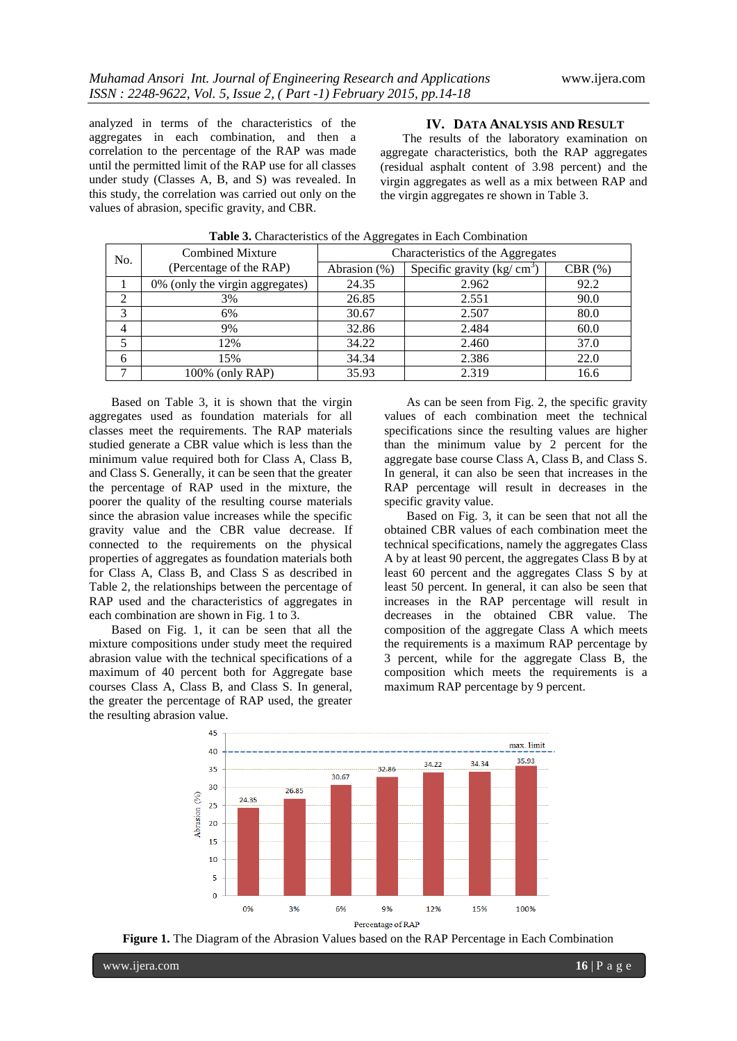analyzed in terms of the characteristics of the aggregates in each combination, and then a correlation to the percentage of the RAP was made until the permitted limit of the RAP use for all classes under study (Classes A, B, and S) was revealed. In this study, the correlation was carried out only on the values of abrasion, specific gravity, and CBR.

## IV. Data Analysis and Result

The results of the laboratory examination on aggregate characteristics, both the RAP aggregates (residual asphalt content of 3.98 percent) and the virgin aggregates as well as a mix between RAP and the virgin aggregates re shown in Table 3.

**Table 3.** Characteristics of the Aggregates in Each Combination

| No. | Combined Mixture (Percentage of the RAP) | Characteristics of the Aggregates | | |
|---|---|---|---|---|
| | | Abrasion (%) | Specific gravity (kg/ $cm^3$) | CBR (%) |
| 1 | 0% (only the virgin aggregates) | 24.35 | 2.962 | 92.2 |
| 2 | 3% | 26.85 | 2.551 | 90.0 |
| 3 | 6% | 30.67 | 2.507 | 80.0 |
| 4 | 9% | 32.86 | 2.484 | 60.0 |
| 5 | 12% | 34.22 | 2.460 | 37.0 |
| 6 | 15% | 34.34 | 2.386 | 22.0 |
| 7 | 100% (only RAP) | 35.93 | 2.319 | 16.6 |

Based on Table 3, it is shown that the virgin aggregates used as foundation materials for all classes meet the requirements. The RAP materials studied generate a CBR value which is less than the minimum value required both for Class A, Class B, and Class S. Generally, it can be seen that the greater the percentage of RAP used in the mixture, the poorer the quality of the resulting course materials since the abrasion value increases while the specific gravity value and the CBR value decrease. If connected to the requirements on the physical properties of aggregates as foundation materials both for Class A, Class B, and Class S as described in Table 2, the relationships between the percentage of RAP used and the characteristics of aggregates in each combination are shown in Fig. 1 to 3.

Based on Fig. 1, it can be seen that all the mixture compositions under study meet the required abrasion value with the technical specifications of a maximum of 40 percent both for Aggregate base courses Class A, Class B, and Class S. In general, the greater the percentage of RAP used, the greater the resulting abrasion value.

As can be seen from Fig. 2, the specific gravity values of each combination meet the technical specifications since the resulting values are higher than the minimum value by 2 percent for the aggregate base course Class A, Class B, and Class S. In general, it can also be seen that increases in the RAP percentage will result in decreases in the specific gravity value.

Based on Fig. 3, it can be seen that not all the obtained CBR values of each combination meet the technical specifications, namely the aggregates Class A by at least 90 percent, the aggregates Class B by at least 60 percent and the aggregates Class S by at least 50 percent. In general, it can also be seen that increases in the RAP percentage will result in decreases in the obtained CBR value. The composition of the aggregate Class A which meets the requirements is a maximum RAP percentage by 3 percent, while for the aggregate Class B, the composition which meets the requirements is a maximum RAP percentage by 9 percent.

**Figure 1.** The Diagram of the Abrasion Values based on the RAP Percentage in Each Combination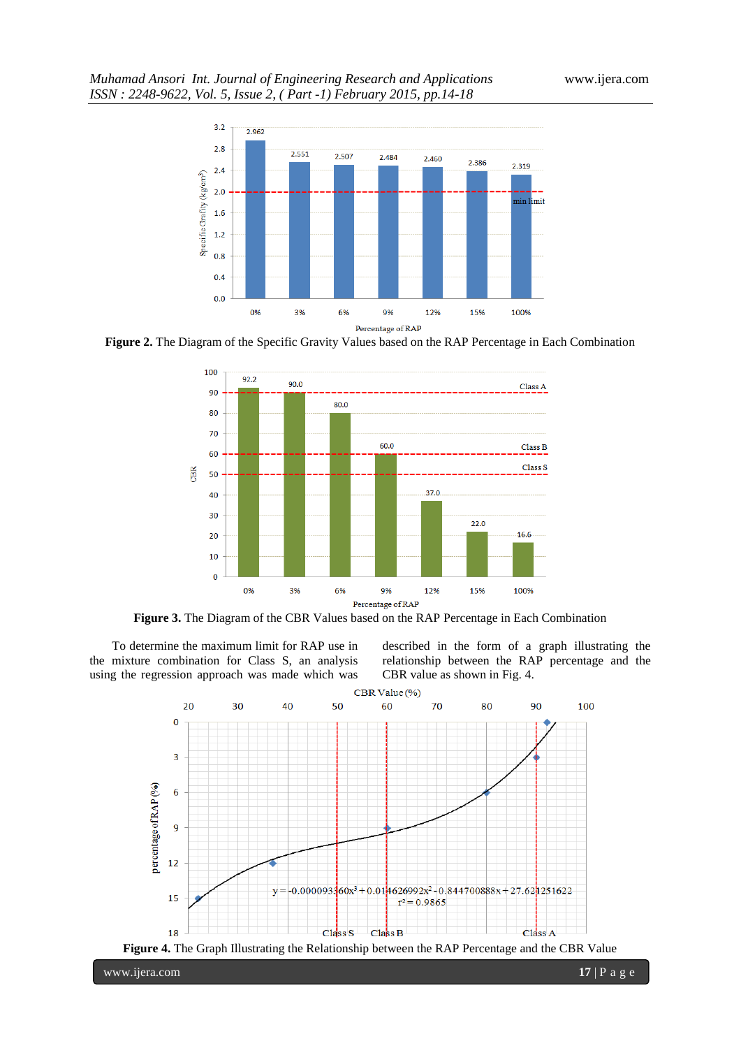**Figure 2.** The Diagram of the Specific Gravity Values based on the RAP Percentage in Each Combination

**Figure 3.** The Diagram of the CBR Values based on the RAP Percentage in Each Combination

To determine the maximum limit for RAP use in the mixture combination for Class S, an analysis using the regression approach was made which was described in the form of a graph illustrating the relationship between the RAP percentage and the CBR value as shown in Fig. 4.

**Figure 4.** The Graph Illustrating the Relationship between the RAP Percentage and the CBR Value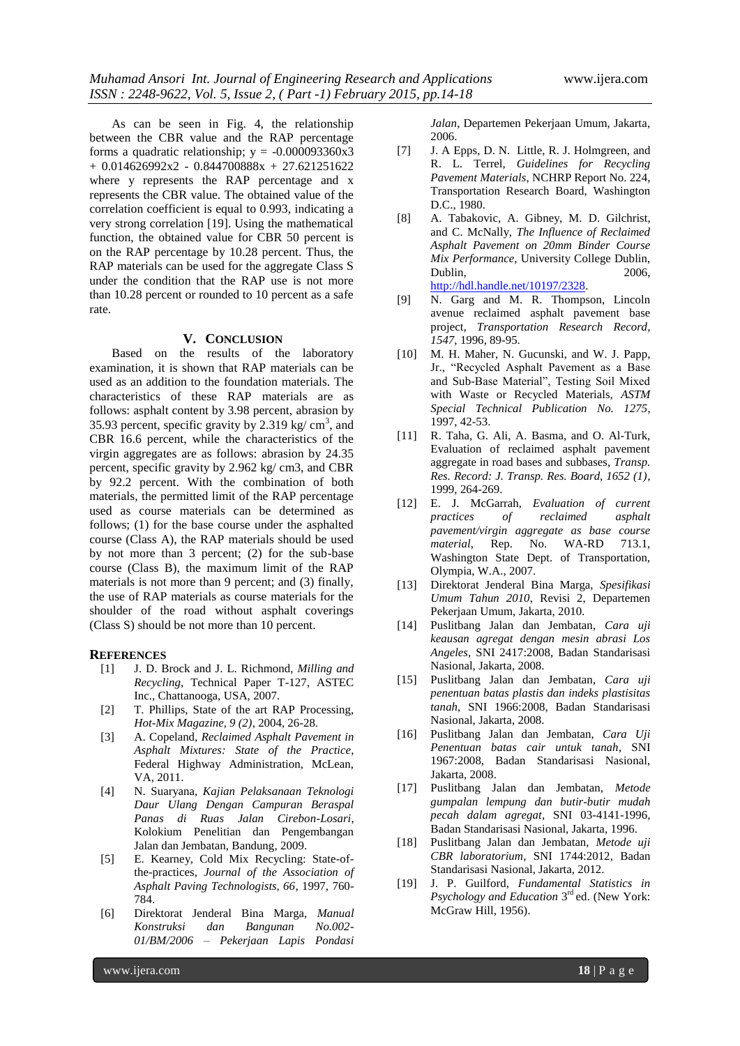As can be seen in Fig. 4, the relationship between the CBR value and the RAP percentage forms a quadratic relationship; $y = -0.000093360x^3 + 0.014626992x^2 - 0.844700888x + 27.621251622$ where y represents the RAP percentage and x represents the CBR value. The obtained value of the correlation coefficient is equal to 0.993, indicating a very strong correlation [19]. Using the mathematical function, the obtained value for CBR 50 percent is on the RAP percentage by 10.28 percent. Thus, the RAP materials can be used for the aggregate Class S under the condition that the RAP use is not more than 10.28 percent or rounded to 10 percent as a safe rate.

## V. Conclusion

Based on the results of the laboratory examination, it is shown that RAP materials can be used as an addition to the foundation materials. The characteristics of these RAP materials are as follows: asphalt content by 3.98 percent, abrasion by 35.93 percent, specific gravity by 2.319 kg/ $cm^3$, and CBR 16.6 percent, while the characteristics of the virgin aggregates are as follows: abrasion by 24.35 percent, specific gravity by 2.962 kg/ cm3, and CBR by 92.2 percent. With the combination of both materials, the permitted limit of the RAP percentage used as course materials can be determined as follows; (1) for the base course under the asphalted course (Class A), the RAP materials should be used by not more than 3 percent; (2) for the sub-base course (Class B), the maximum limit of the RAP materials is not more than 9 percent; and (3) finally, the use of RAP materials as course materials for the shoulder of the road without asphalt coverings (Class S) should be not more than 10 percent.

## References

[1] J. D. Brock and J. L. Richmond, *Milling and Recycling*, Technical Paper T-127, ASTEC Inc., Chattanooga, USA, 2007.

[2] T. Phillips, State of the art RAP Processing, *Hot-Mix Magazine, 9 (2)*, 2004, 26-28.

[3] A. Copeland, *Reclaimed Asphalt Pavement in Asphalt Mixtures: State of the Practice*, Federal Highway Administration, McLean, VA, 2011.

[4] N. Suaryana, *Kajian Pelaksanaan Teknologi Daur Ulang Dengan Campuran Beraspal Panas di Ruas Jalan Cirebon-Losari*, Kolokium Penelitian dan Pengembangan Jalan dan Jembatan, Bandung, 2009.

[5] E. Kearney, Cold Mix Recycling: State-of-the-practices, *Journal of the Association of Asphalt Paving Technologists, 66*, 1997, 760-784.

[6] Direktorat Jenderal Bina Marga, *Manual Konstruksi dan Bangunan No.002-01/BM/2006 – Pekerjaan Lapis Pondasi Jalan*, Departemen Pekerjaan Umum, Jakarta, 2006.

[7] J. A Epps, D. N. Little, R. J. Holmgreen, and R. L. Terrel, *Guidelines for Recycling Pavement Materials*, NCHRP Report No. 224, Transportation Research Board, Washington D.C., 1980.

[8] A. Tabakovic, A. Gibney, M. D. Gilchrist, and C. McNally, *The Influence of Reclaimed Asphalt Pavement on 20mm Binder Course Mix Performance*, University College Dublin, Dublin, 2006, http://hdl.handle.net/10197/2328.

[9] N. Garg and M. R. Thompson, Lincoln avenue reclaimed asphalt pavement base project, *Transportation Research Record, 1547*, 1996, 89-95.

[10] M. H. Maher, N. Gucunski, and W. J. Papp, Jr., "Recycled Asphalt Pavement as a Base and Sub-Base Material", Testing Soil Mixed with Waste or Recycled Materials, *ASTM Special Technical Publication No. 1275*, 1997, 42-53.

[11] R. Taha, G. Ali, A. Basma, and O. Al-Turk, Evaluation of reclaimed asphalt pavement aggregate in road bases and subbases, *Transp. Res. Record: J. Transp. Res. Board, 1652 (1)*, 1999, 264-269.

[12] E. J. McGarrah, *Evaluation of current practices of reclaimed asphalt pavement/virgin aggregate as base course material*, Rep. No. WA-RD 713.1, Washington State Dept. of Transportation, Olympia, W.A., 2007.

[13] Direktorat Jenderal Bina Marga, *Spesifikasi Umum Tahun 2010*, Revisi 2, Departemen Pekerjaan Umum, Jakarta, 2010.

[14] Puslitbang Jalan dan Jembatan, *Cara uji keausan agregat dengan mesin abrasi Los Angeles*, SNI 2417:2008, Badan Standarisasi Nasional, Jakarta, 2008.

[15] Puslitbang Jalan dan Jembatan, *Cara uji penentuan batas plastis dan indeks plastisitas tanah*, SNI 1966:2008, Badan Standarisasi Nasional, Jakarta, 2008.

[16] Puslitbang Jalan dan Jembatan, *Cara Uji Penentuan batas cair untuk tanah*, SNI 1967:2008, Badan Standarisasi Nasional, Jakarta, 2008.

[17] Puslitbang Jalan dan Jembatan, *Metode gumpalan lempung dan butir-butir mudah pecah dalam agregat*, SNI 03-4141-1996, Badan Standarisasi Nasional, Jakarta, 1996.

[18] Puslitbang Jalan dan Jembatan, *Metode uji CBR laboratorium*, SNI 1744:2012, Badan Standarisasi Nasional, Jakarta, 2012.

[19] J. P. Guilford, *Fundamental Statistics in Psychology and Education* 3rd ed. (New York: McGraw Hill, 1956).